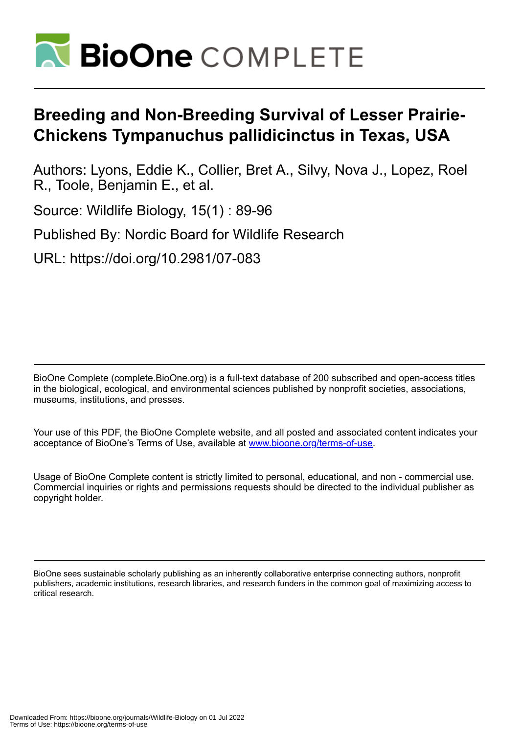# BioOne COMPLETE

## Breeding and Non-Breeding Survival of Lesser Prairie-Chickens Tympanuchus pallidicinctus in Texas, USA

Authors: Lyons, Eddie K., Collier, Bret A., Silvy, Nova J., Lopez, Roel R., Toole, Benjamin E., et al.

Source: Wildlife Biology, 15(1) : 89-96

Published By: Nordic Board for Wildlife Research

URL: https://doi.org/10.2981/07-083

---

BioOne Complete (complete.BioOne.org) is a full-text database of 200 subscribed and open-access titles in the biological, ecological, and environmental sciences published by nonprofit societies, associations, museums, institutions, and presses.

Your use of this PDF, the BioOne Complete website, and all posted and associated content indicates your acceptance of BioOne's Terms of Use, available at www.bioone.org/terms-of-use.

Usage of BioOne Complete content is strictly limited to personal, educational, and non - commercial use. Commercial inquiries or rights and permissions requests should be directed to the individual publisher as copyright holder.

---

BioOne sees sustainable scholarly publishing as an inherently collaborative enterprise connecting authors, nonprofit publishers, academic institutions, research libraries, and research funders in the common goal of maximizing access to critical research.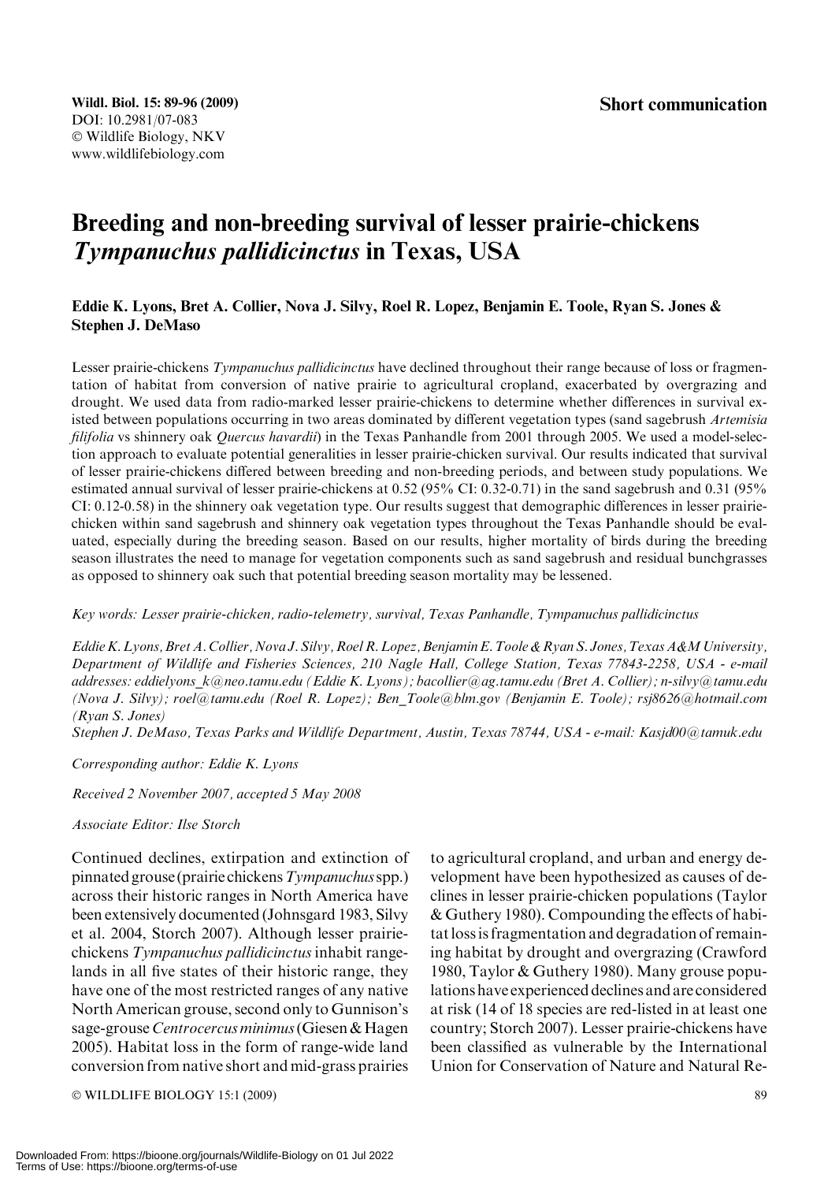**Short communication**

# Breeding and non-breeding survival of lesser prairie-chickens *Tympanuchus pallidicinctus* in Texas, USA

**Eddie K. Lyons, Bret A. Collier, Nova J. Silvy, Roel R. Lopez, Benjamin E. Toole, Ryan S. Jones & Stephen J. DeMaso**

Lesser prairie-chickens *Tympanuchus pallidicinctus* have declined throughout their range because of loss or fragmentation of habitat from conversion of native prairie to agricultural cropland, exacerbated by overgrazing and drought. We used data from radio-marked lesser prairie-chickens to determine whether differences in survival existed between populations occurring in two areas dominated by different vegetation types (sand sagebrush *Artemisia filifolia* vs shinnery oak *Quercus havardii*) in the Texas Panhandle from 2001 through 2005. We used a model-selection approach to evaluate potential generalities in lesser prairie-chicken survival. Our results indicated that survival of lesser prairie-chickens differed between breeding and non-breeding periods, and between study populations. We estimated annual survival of lesser prairie-chickens at 0.52 (95% CI: 0.32-0.71) in the sand sagebrush and 0.31 (95% CI: 0.12-0.58) in the shinnery oak vegetation type. Our results suggest that demographic differences in lesser prairie-chicken within sand sagebrush and shinnery oak vegetation types throughout the Texas Panhandle should be evaluated, especially during the breeding season. Based on our results, higher mortality of birds during the breeding season illustrates the need to manage for vegetation components such as sand sagebrush and residual bunchgrasses as opposed to shinnery oak such that potential breeding season mortality may be lessened.

*Key words: Lesser prairie-chicken, radio-telemetry, survival, Texas Panhandle, Tympanuchus pallidicinctus*

*Eddie K. Lyons, Bret A. Collier, Nova J. Silvy, Roel R. Lopez, Benjamin E. Toole & Ryan S. Jones, Texas A&M University, Department of Wildlife and Fisheries Sciences, 210 Nagle Hall, College Station, Texas 77843-2258, USA - e-mail addresses: eddielyons_k@neo.tamu.edu (Eddie K. Lyons); bacollier@ag.tamu.edu (Bret A. Collier); n-silvy@tamu.edu (Nova J. Silvy); roel@tamu.edu (Roel R. Lopez); Ben_Toole@blm.gov (Benjamin E. Toole); rsj8626@hotmail.com (Ryan S. Jones)*

*Stephen J. DeMaso, Texas Parks and Wildlife Department, Austin, Texas 78744, USA - e-mail: Kasjd00@tamuk.edu*

*Corresponding author: Eddie K. Lyons*

*Received 2 November 2007, accepted 5 May 2008*

*Associate Editor: Ilse Storch*

Continued declines, extirpation and extinction of pinnated grouse (prairie chickens *Tympanuchus* spp.) across their historic ranges in North America have been extensively documented (Johnsgard 1983, Silvy et al. 2004, Storch 2007). Although lesser prairie-chickens *Tympanuchus pallidicinctus* inhabit rangelands in all five states of their historic range, they have one of the most restricted ranges of any native North American grouse, second only to Gunnison's sage-grouse *Centrocercus minimus* (Giesen & Hagen 2005). Habitat loss in the form of range-wide land conversion from native short and mid-grass prairies to agricultural cropland, and urban and energy development have been hypothesized as causes of declines in lesser prairie-chicken populations (Taylor & Guthery 1980). Compounding the effects of habitat loss is fragmentation and degradation of remaining habitat by drought and overgrazing (Crawford 1980, Taylor & Guthery 1980). Many grouse populations have experienced declines and are considered at risk (14 of 18 species are red-listed in at least one country; Storch 2007). Lesser prairie-chickens have been classified as vulnerable by the International Union for Conservation of Nature and Natural Re-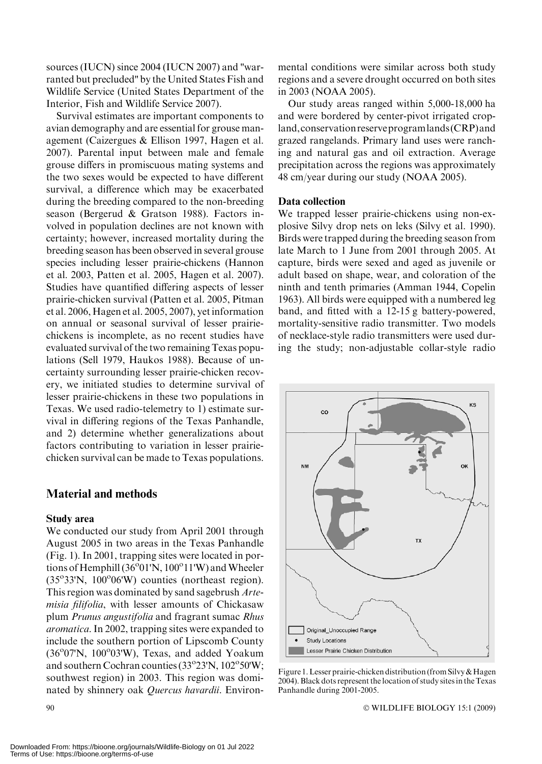sources (IUCN) since 2004 (IUCN 2007) and "warranted but precluded" by the United States Fish and Wildlife Service (United States Department of the Interior, Fish and Wildlife Service 2007).

Survival estimates are important components to avian demography and are essential for grouse management (Caizergues & Ellison 1997, Hagen et al. 2007). Parental input between male and female grouse differs in promiscuous mating systems and the two sexes would be expected to have different survival, a difference which may be exacerbated during the breeding compared to the non-breeding season (Bergerud & Gratson 1988). Factors involved in population declines are not known with certainty; however, increased mortality during the breeding season has been observed in several grouse species including lesser prairie-chickens (Hannon et al. 2003, Patten et al. 2005, Hagen et al. 2007). Studies have quantified differing aspects of lesser prairie-chicken survival (Patten et al. 2005, Pitman et al. 2006, Hagen et al. 2005, 2007), yet information on annual or seasonal survival of lesser prairie-chickens is incomplete, as no recent studies have evaluated survival of the two remaining Texas populations (Sell 1979, Haukos 1988). Because of uncertainty surrounding lesser prairie-chicken recovery, we initiated studies to determine survival of lesser prairie-chickens in these two populations in Texas. We used radio-telemetry to 1) estimate survival in differing regions of the Texas Panhandle, and 2) determine whether generalizations about factors contributing to variation in lesser prairie-chicken survival can be made to Texas populations.

## Material and methods

### Study area

We conducted our study from April 2001 through August 2005 in two areas in the Texas Panhandle (Fig. 1). In 2001, trapping sites were located in portions of Hemphill (36°01'N, 100°11'W) and Wheeler (35°33'N, 100°06'W) counties (northeast region). This region was dominated by sand sagebrush *Artemisia filifolia*, with lesser amounts of Chickasaw plum *Prunus angustifolia* and fragrant sumac *Rhus aromatica*. In 2002, trapping sites were expanded to include the southern portion of Lipscomb County (36°07'N, 100°03'W), Texas, and added Yoakum and southern Cochran counties (33°23'N, 102°50'W; southwest region) in 2003. This region was dominated by shinnery oak *Quercus havardii*. Environmental conditions were similar across both study regions and a severe drought occurred on both sites in 2003 (NOAA 2005).

Our study areas ranged within 5,000-18,000 ha and were bordered by center-pivot irrigated cropland, conservation reserve program lands (CRP) and grazed rangelands. Primary land uses were ranching and natural gas and oil extraction. Average precipitation across the regions was approximately 48 cm/year during our study (NOAA 2005).

### Data collection

We trapped lesser prairie-chickens using non-explosive Silvy drop nets on leks (Silvy et al. 1990). Birds were trapped during the breeding season from late March to 1 June from 2001 through 2005. At capture, birds were sexed and aged as juvenile or adult based on shape, wear, and coloration of the ninth and tenth primaries (Amman 1944, Copelin 1963). All birds were equipped with a numbered leg band, and fitted with a 12-15 g battery-powered, mortality-sensitive radio transmitter. Two models of necklace-style radio transmitters were used during the study; non-adjustable collar-style radio

CO
KS
NM
OK
TX
Original_Unoccupied Range
Study Locations
Lesser Prairie Chicken Distribution

Figure 1. Lesser prairie-chicken distribution (from Silvy & Hagen 2004). Black dots represent the location of study sites in the Texas Panhandle during 2001-2005.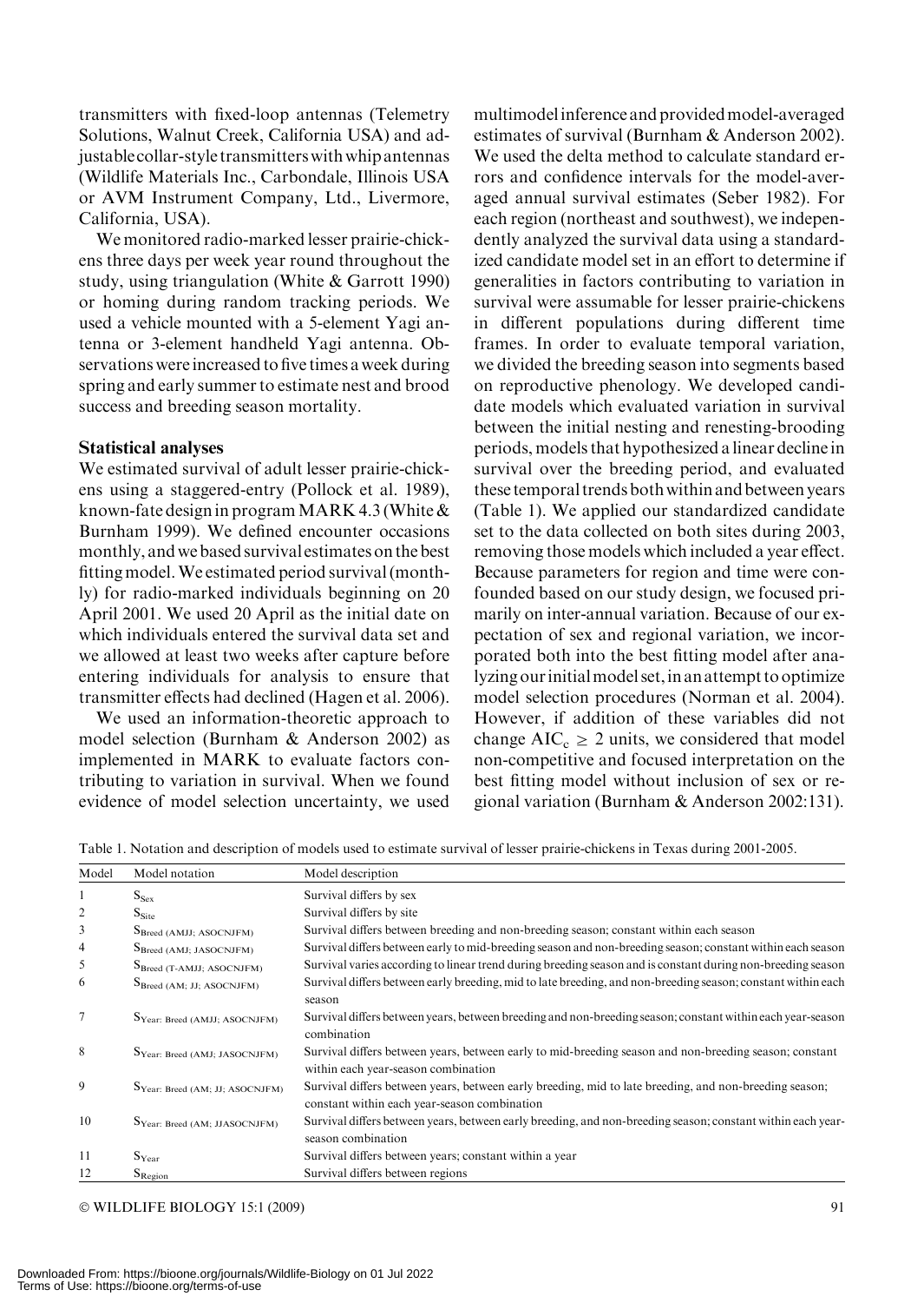transmitters with fixed-loop antennas (Telemetry Solutions, Walnut Creek, California USA) and adjustable collar-style transmitters with whip antennas (Wildlife Materials Inc., Carbondale, Illinois USA or AVM Instrument Company, Ltd., Livermore, California, USA).

We monitored radio-marked lesser prairie-chickens three days per week year round throughout the study, using triangulation (White & Garrott 1990) or homing during random tracking periods. We used a vehicle mounted with a 5-element Yagi antenna or 3-element handheld Yagi antenna. Observations were increased to five times a week during spring and early summer to estimate nest and brood success and breeding season mortality.

### Statistical analyses

We estimated survival of adult lesser prairie-chickens using a staggered-entry (Pollock et al. 1989), known-fate design in program MARK 4.3 (White & Burnham 1999). We defined encounter occasions monthly, and we based survival estimates on the best fitting model. We estimated period survival (monthly) for radio-marked individuals beginning on 20 April 2001. We used 20 April as the initial date on which individuals entered the survival data set and we allowed at least two weeks after capture before entering individuals for analysis to ensure that transmitter effects had declined (Hagen et al. 2006).

We used an information-theoretic approach to model selection (Burnham & Anderson 2002) as implemented in MARK to evaluate factors contributing to variation in survival. When we found evidence of model selection uncertainty, we used multimodel inference and provided model-averaged estimates of survival (Burnham & Anderson 2002). We used the delta method to calculate standard errors and confidence intervals for the model-averaged annual survival estimates (Seber 1982). For each region (northeast and southwest), we independently analyzed the survival data using a standardized candidate model set in an effort to determine if generalities in factors contributing to variation in survival were assumable for lesser prairie-chickens in different populations during different time frames. In order to evaluate temporal variation, we divided the breeding season into segments based on reproductive phenology. We developed candidate models which evaluated variation in survival between the initial nesting and renesting-brooding periods, models that hypothesized a linear decline in survival over the breeding period, and evaluated these temporal trends both within and between years (Table 1). We applied our standardized candidate set to the data collected on both sites during 2003, removing those models which included a year effect. Because parameters for region and time were confounded based on our study design, we focused primarily on inter-annual variation. Because of our expectation of sex and regional variation, we incorporated both into the best fitting model after analyzing our initial model set, in an attempt to optimize model selection procedures (Norman et al. 2004). However, if addition of these variables did not change $AIC_c \geq 2$ units, we considered that model non-competitive and focused interpretation on the best fitting model without inclusion of sex or regional variation (Burnham & Anderson 2002:131).

Table 1. Notation and description of models used to estimate survival of lesser prairie-chickens in Texas during 2001-2005.

| Model | Model notation | Model description |
|---|---|---|
| 1 | $S_{Sex}$ | Survival differs by sex |
| 2 | $S_{Site}$ | Survival differs by site |
| 3 | $S_{Breed\ (AMJJ;\ ASOCNJFM)}$ | Survival differs between breeding and non-breeding season; constant within each season |
| 4 | $S_{Breed\ (AMJ;\ JASOCNJFM)}$ | Survival differs between early to mid-breeding season and non-breeding season; constant within each season |
| 5 | $S_{Breed\ (T\text{-}AMJJ;\ ASOCNJFM)}$ | Survival varies according to linear trend during breeding season and is constant during non-breeding season |
| 6 | $S_{Breed\ (AM;\ JJ;\ ASOCNJFM)}$ | Survival differs between early breeding, mid to late breeding, and non-breeding season; constant within each season |
| 7 | $S_{Year:\ Breed\ (AMJJ;\ ASOCNJFM)}$ | Survival differs between years, between breeding and non-breeding season; constant within each year-season combination |
| 8 | $S_{Year:\ Breed\ (AMJ;\ JASOCNJFM)}$ | Survival differs between years, between early to mid-breeding season and non-breeding season; constant within each year-season combination |
| 9 | $S_{Year:\ Breed\ (AM;\ JJ;\ ASOCNJFM)}$ | Survival differs between years, between early breeding, mid to late breeding, and non-breeding season; constant within each year-season combination |
| 10 | $S_{Year:\ Breed\ (AM;\ JJASOCNJFM)}$ | Survival differs between years, between early breeding, and non-breeding season; constant within each year-season combination |
| 11 | $S_{Year}$ | Survival differs between years; constant within a year |
| 12 | $S_{Region}$ | Survival differs between regions |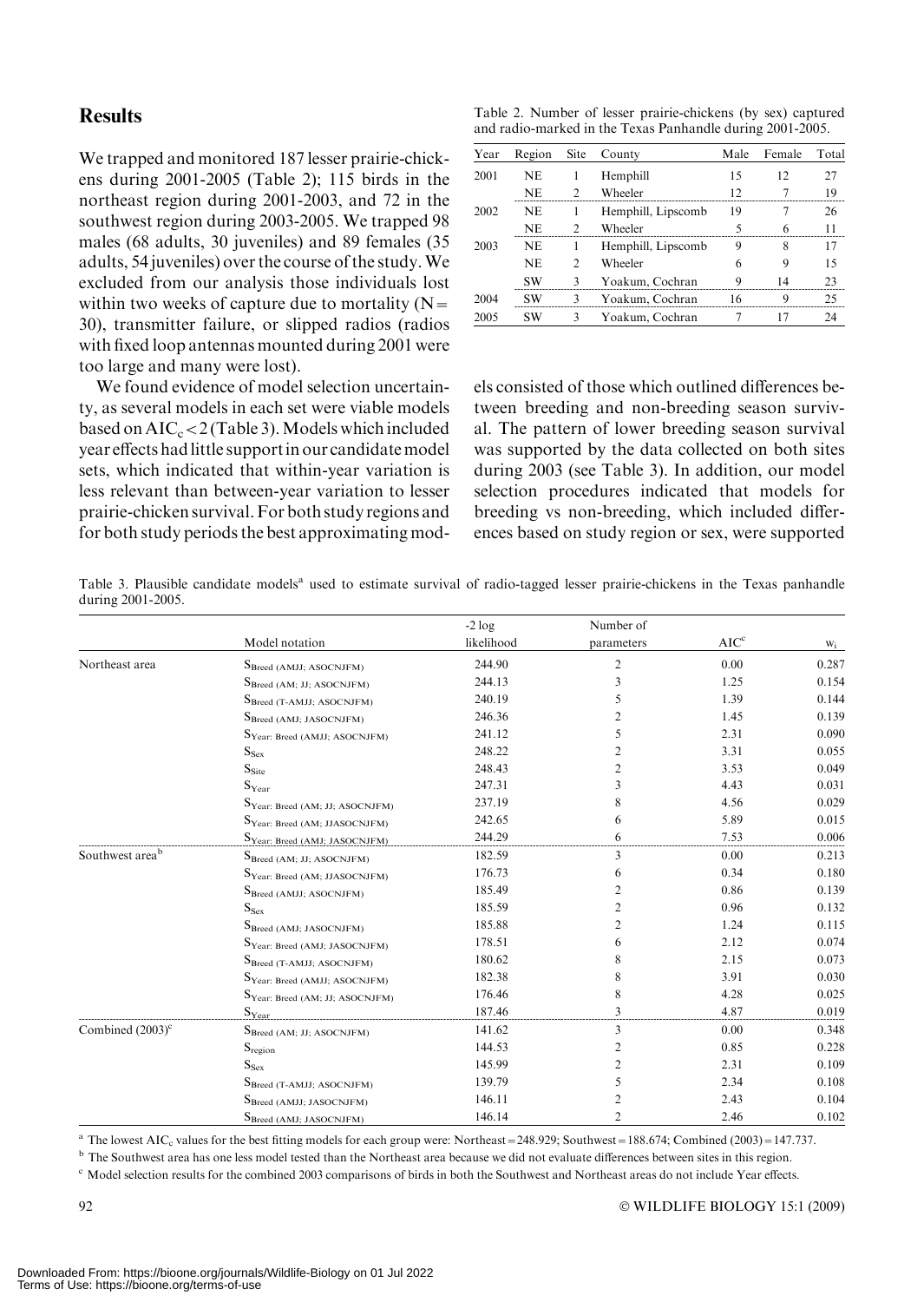## Results

We trapped and monitored 187 lesser prairie-chickens during 2001-2005 (Table 2); 115 birds in the northeast region during 2001-2003, and 72 in the southwest region during 2003-2005. We trapped 98 males (68 adults, 30 juveniles) and 89 females (35 adults, 54 juveniles) over the course of the study. We excluded from our analysis those individuals lost within two weeks of capture due to mortality ($N = 30$), transmitter failure, or slipped radios (radios with fixed loop antennas mounted during 2001 were too large and many were lost).

We found evidence of model selection uncertainty, as several models in each set were viable models based on $AIC_c < 2$ (Table 3). Models which included year effects had little support in our candidate model sets, which indicated that within-year variation is less relevant than between-year variation to lesser prairie-chicken survival. For both study regions and for both study periods the best approximating models consisted of those which outlined differences between breeding and non-breeding season survival. The pattern of lower breeding season survival was supported by the data collected on both sites during 2003 (see Table 3). In addition, our model selection procedures indicated that models for breeding vs non-breeding, which included differences based on study region or sex, were supported

Table 2. Number of lesser prairie-chickens (by sex) captured and radio-marked in the Texas Panhandle during 2001-2005.

| Year | Region | Site | County | Male | Female | Total |
|---|---|---|---|---|---|---|
| 2001 | NE | 1 | Hemphill | 15 | 12 | 27 |
| | NE | 2 | Wheeler | 12 | 7 | 19 |
| 2002 | NE | 1 | Hemphill, Lipscomb | 19 | 7 | 26 |
| | NE | 2 | Wheeler | 5 | 6 | 11 |
| 2003 | NE | 1 | Hemphill, Lipscomb | 9 | 8 | 17 |
| | NE | 2 | Wheeler | 6 | 9 | 15 |
| | SW | 3 | Yoakum, Cochran | 9 | 14 | 23 |
| 2004 | SW | 3 | Yoakum, Cochran | 16 | 9 | 25 |
| 2005 | SW | 3 | Yoakum, Cochran | 7 | 17 | 24 |

Table 3. Plausible candidate models[a] used to estimate survival of radio-tagged lesser prairie-chickens in the Texas panhandle during 2001-2005.

| | Model notation | -2 log likelihood | Number of parameters | $AIC^c$ | $w_i$ |
|---|---|---|---|---|---|
| Northeast area | $S_{Breed\ (AMJJ;\ ASOCNJFM)}$ | 244.90 | 2 | 0.00 | 0.287 |
| | $S_{Breed\ (AM;\ JJ;\ ASOCNJFM)}$ | 244.13 | 3 | 1.25 | 0.154 |
| | $S_{Breed\ (T\text{-}AMJJ;\ ASOCNJFM)}$ | 240.19 | 5 | 1.39 | 0.144 |
| | $S_{Breed\ (AMJ;\ JASOCNJFM)}$ | 246.36 | 2 | 1.45 | 0.139 |
| | $S_{Year:\ Breed\ (AMJJ;\ ASOCNJFM)}$ | 241.12 | 5 | 2.31 | 0.090 |
| | $S_{Sex}$ | 248.22 | 2 | 3.31 | 0.055 |
| | $S_{Site}$ | 248.43 | 2 | 3.53 | 0.049 |
| | $S_{Year}$ | 247.31 | 3 | 4.43 | 0.031 |
| | $S_{Year:\ Breed\ (AM;\ JJ;\ ASOCNJFM)}$ | 237.19 | 8 | 4.56 | 0.029 |
| | $S_{Year:\ Breed\ (AM;\ JJASOCNJFM)}$ | 242.65 | 6 | 5.89 | 0.015 |
| | $S_{Year:\ Breed\ (AMJ;\ JASOCNJFM)}$ | 244.29 | 6 | 7.53 | 0.006 |
| Southwest area[b] | $S_{Breed\ (AM;\ JJ;\ ASOCNJFM)}$ | 182.59 | 3 | 0.00 | 0.213 |
| | $S_{Year:\ Breed\ (AM;\ JJASOCNJFM)}$ | 176.73 | 6 | 0.34 | 0.180 |
| | $S_{Breed\ (AMJJ;\ ASOCNJFM)}$ | 185.49 | 2 | 0.86 | 0.139 |
| | $S_{Sex}$ | 185.59 | 2 | 0.96 | 0.132 |
| | $S_{Breed\ (AMJ;\ JASOCNJFM)}$ | 185.88 | 2 | 1.24 | 0.115 |
| | $S_{Year:\ Breed\ (AMJ;\ JASOCNJFM)}$ | 178.51 | 6 | 2.12 | 0.074 |
| | $S_{Breed\ (T\text{-}AMJJ;\ ASOCNJFM)}$ | 180.62 | 8 | 2.15 | 0.073 |
| | $S_{Year:\ Breed\ (AMJJ;\ ASOCNJFM)}$ | 182.38 | 8 | 3.91 | 0.030 |
| | $S_{Year:\ Breed\ (AM;\ JJ;\ ASOCNJFM)}$ | 176.46 | 8 | 4.28 | 0.025 |
| | $S_{Year}$ | 187.46 | 3 | 4.87 | 0.019 |
| Combined (2003)[c] | $S_{Breed\ (AM;\ JJ;\ ASOCNJFM)}$ | 141.62 | 3 | 0.00 | 0.348 |
| | $S_{region}$ | 144.53 | 2 | 0.85 | 0.228 |
| | $S_{Sex}$ | 145.99 | 2 | 2.31 | 0.109 |
| | $S_{Breed\ (T\text{-}AMJJ;\ ASOCNJFM)}$ | 139.79 | 5 | 2.34 | 0.108 |
| | $S_{Breed\ (AMJJ;\ JASOCNJFM)}$ | 146.11 | 2 | 2.43 | 0.104 |
| | $S_{Breed\ (AMJ;\ JASOCNJFM)}$ | 146.14 | 2 | 2.46 | 0.102 |

[a] The lowest $AIC_c$ values for the best fitting models for each group were: Northeast = 248.929; Southwest = 188.674; Combined (2003) = 147.737.

[b] The Southwest area has one less model tested than the Northeast area because we did not evaluate differences between sites in this region.

[c] Model selection results for the combined 2003 comparisons of birds in both the Southwest and Northeast areas do not include Year effects.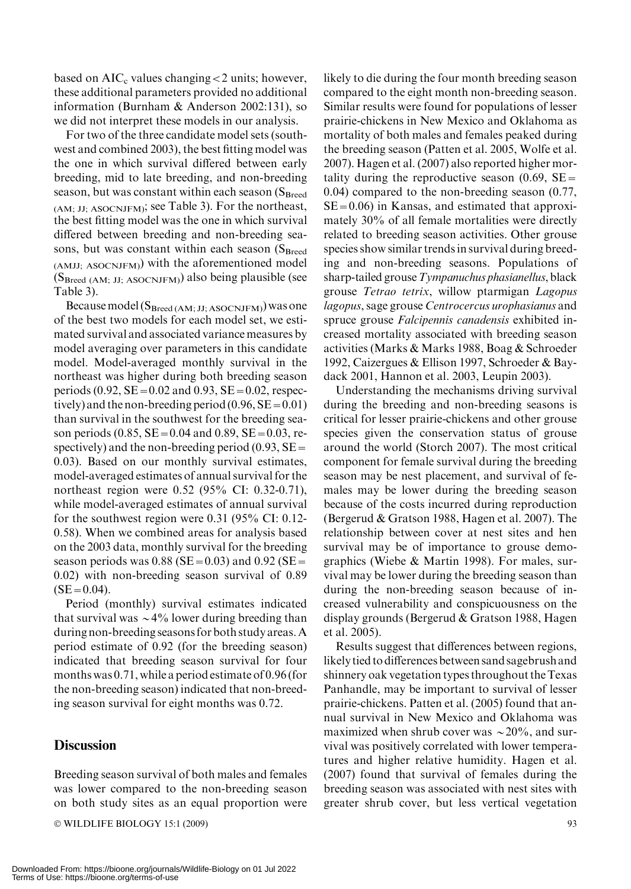based on $AIC_c$ values changing < 2 units; however, these additional parameters provided no additional information (Burnham & Anderson 2002:131), so we did not interpret these models in our analysis.

For two of the three candidate model sets (southwest and combined 2003), the best fitting model was the one in which survival differed between early breeding, mid to late breeding, and non-breeding season, but was constant within each season ($S_{Breed\ (AM;\ JJ;\ ASOCNJFM)}$; see Table 3). For the northeast, the best fitting model was the one in which survival differed between breeding and non-breeding seasons, but was constant within each season ($S_{Breed\ (AMJJ;\ ASOCNJFM)}$) with the aforementioned model ($S_{Breed\ (AM;\ JJ;\ ASOCNJFM)}$) also being plausible (see Table 3).

Because model ($S_{Breed\ (AM;\ JJ;\ ASOCNJFM)}$) was one of the best two models for each model set, we estimated survival and associated variance measures by model averaging over parameters in this candidate model. Model-averaged monthly survival in the northeast was higher during both breeding season periods (0.92, SE = 0.02 and 0.93, SE = 0.02, respectively) and the non-breeding period (0.96, SE = 0.01) than survival in the southwest for the breeding season periods (0.85, SE = 0.04 and 0.89, SE = 0.03, respectively) and the non-breeding period (0.93, SE = 0.03). Based on our monthly survival estimates, model-averaged estimates of annual survival for the northeast region were 0.52 (95% CI: 0.32-0.71), while model-averaged estimates of annual survival for the southwest region were 0.31 (95% CI: 0.12-0.58). When we combined areas for analysis based on the 2003 data, monthly survival for the breeding season periods was 0.88 (SE = 0.03) and 0.92 (SE = 0.02) with non-breeding season survival of 0.89 (SE = 0.04).

Period (monthly) survival estimates indicated that survival was ~4% lower during breeding than during non-breeding seasons for both study areas. A period estimate of 0.92 (for the breeding season) indicated that breeding season survival for four months was 0.71, while a period estimate of 0.96 (for the non-breeding season) indicated that non-breeding season survival for eight months was 0.72.

## Discussion

Breeding season survival of both males and females was lower compared to the non-breeding season on both study sites as an equal proportion were likely to die during the four month breeding season compared to the eight month non-breeding season. Similar results were found for populations of lesser prairie-chickens in New Mexico and Oklahoma as mortality of both males and females peaked during the breeding season (Patten et al. 2005, Wolfe et al. 2007). Hagen et al. (2007) also reported higher mortality during the reproductive season (0.69, SE = 0.04) compared to the non-breeding season (0.77, SE = 0.06) in Kansas, and estimated that approximately 30% of all female mortalities were directly related to breeding season activities. Other grouse species show similar trends in survival during breeding and non-breeding seasons. Populations of sharp-tailed grouse *Tympanuchus phasianellus*, black grouse *Tetrao tetrix*, willow ptarmigan *Lagopus lagopus*, sage grouse *Centrocercus urophasianus* and spruce grouse *Falcipennis canadensis* exhibited increased mortality associated with breeding season activities (Marks & Marks 1988, Boag & Schroeder 1992, Caizergues & Ellison 1997, Schroeder & Baydack 2001, Hannon et al. 2003, Leupin 2003).

Understanding the mechanisms driving survival during the breeding and non-breeding seasons is critical for lesser prairie-chickens and other grouse species given the conservation status of grouse around the world (Storch 2007). The most critical component for female survival during the breeding season may be nest placement, and survival of females may be lower during the breeding season because of the costs incurred during reproduction (Bergerud & Gratson 1988, Hagen et al. 2007). The relationship between cover at nest sites and hen survival may be of importance to grouse demographics (Wiebe & Martin 1998). For males, survival may be lower during the breeding season than during the non-breeding season because of increased vulnerability and conspicuousness on the display grounds (Bergerud & Gratson 1988, Hagen et al. 2005).

Results suggest that differences between regions, likely tied to differences between sand sagebrush and shinnery oak vegetation types throughout the Texas Panhandle, may be important to survival of lesser prairie-chickens. Patten et al. (2005) found that annual survival in New Mexico and Oklahoma was maximized when shrub cover was ~20%, and survival was positively correlated with lower temperatures and higher relative humidity. Hagen et al. (2007) found that survival of females during the breeding season was associated with nest sites with greater shrub cover, but less vertical vegetation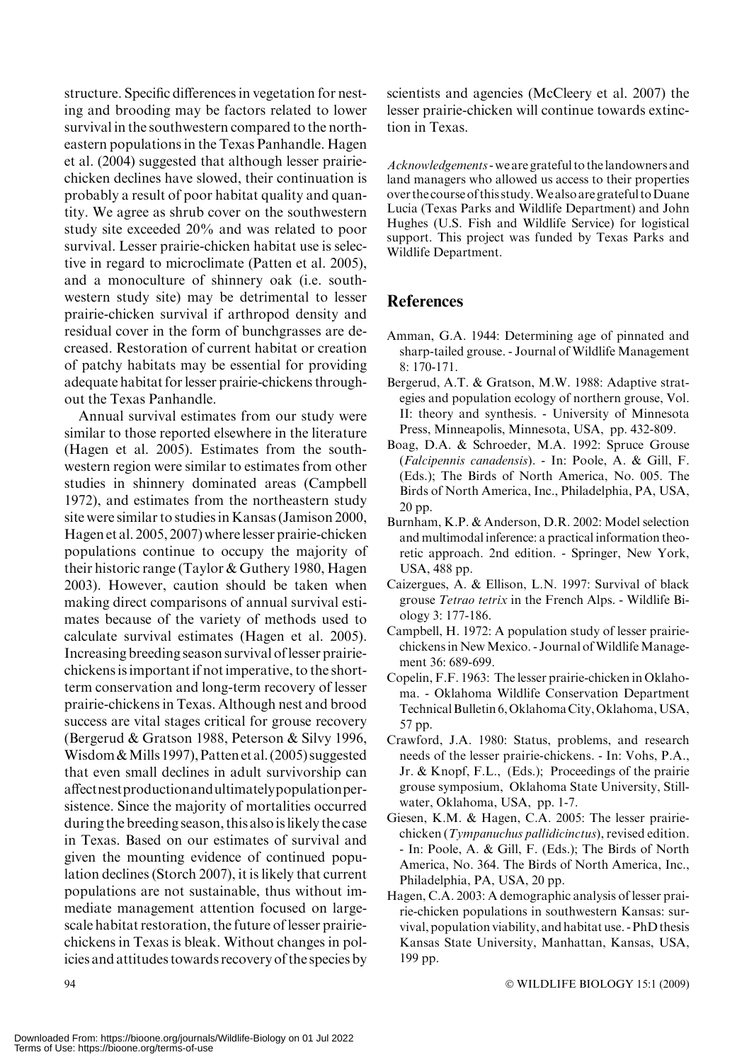structure. Specific differences in vegetation for nesting and brooding may be factors related to lower survival in the southwestern compared to the northeastern populations in the Texas Panhandle. Hagen et al. (2004) suggested that although lesser prairie-chicken declines have slowed, their continuation is probably a result of poor habitat quality and quantity. We agree as shrub cover on the southwestern study site exceeded 20% and was related to poor survival. Lesser prairie-chicken habitat use is selective in regard to microclimate (Patten et al. 2005), and a monoculture of shinnery oak (i.e. southwestern study site) may be detrimental to lesser prairie-chicken survival if arthropod density and residual cover in the form of bunchgrasses are decreased. Restoration of current habitat or creation of patchy habitats may be essential for providing adequate habitat for lesser prairie-chickens throughout the Texas Panhandle.

Annual survival estimates from our study were similar to those reported elsewhere in the literature (Hagen et al. 2005). Estimates from the southwestern region were similar to estimates from other studies in shinnery dominated areas (Campbell 1972), and estimates from the northeastern study site were similar to studies in Kansas (Jamison 2000, Hagen et al. 2005, 2007) where lesser prairie-chicken populations continue to occupy the majority of their historic range (Taylor & Guthery 1980, Hagen 2003). However, caution should be taken when making direct comparisons of annual survival estimates because of the variety of methods used to calculate survival estimates (Hagen et al. 2005). Increasing breeding season survival of lesser prairie-chickens is important if not imperative, to the short-term conservation and long-term recovery of lesser prairie-chickens in Texas. Although nest and brood success are vital stages critical for grouse recovery (Bergerud & Gratson 1988, Peterson & Silvy 1996, Wisdom & Mills 1997), Patten et al. (2005) suggested that even small declines in adult survivorship can affect nest production and ultimately population persistence. Since the majority of mortalities occurred during the breeding season, this also is likely the case in Texas. Based on our estimates of survival and given the mounting evidence of continued population declines (Storch 2007), it is likely that current populations are not sustainable, thus without immediate management attention focused on large-scale habitat restoration, the future of lesser prairie-chickens in Texas is bleak. Without changes in policies and attitudes towards recovery of the species by scientists and agencies (McCleery et al. 2007) the lesser prairie-chicken will continue towards extinction in Texas.

*Acknowledgements* - we are grateful to the landowners and land managers who allowed us access to their properties over the course of this study. We also are grateful to Duane Lucia (Texas Parks and Wildlife Department) and John Hughes (U.S. Fish and Wildlife Service) for logistical support. This project was funded by Texas Parks and Wildlife Department.

## References

Amman, G.A. 1944: Determining age of pinnated and sharp-tailed grouse. - Journal of Wildlife Management 8: 170-171.

Bergerud, A.T. & Gratson, M.W. 1988: Adaptive strategies and population ecology of northern grouse, Vol. II: theory and synthesis. - University of Minnesota Press, Minneapolis, Minnesota, USA, pp. 432-809.

Boag, D.A. & Schroeder, M.A. 1992: Spruce Grouse (*Falcipennis canadensis*). - In: Poole, A. & Gill, F. (Eds.); The Birds of North America, No. 005. The Birds of North America, Inc., Philadelphia, PA, USA, 20 pp.

Burnham, K.P. & Anderson, D.R. 2002: Model selection and multimodal inference: a practical information theoretic approach. 2nd edition. - Springer, New York, USA, 488 pp.

Caizergues, A. & Ellison, L.N. 1997: Survival of black grouse *Tetrao tetrix* in the French Alps. - Wildlife Biology 3: 177-186.

Campbell, H. 1972: A population study of lesser prairie-chickens in New Mexico. - Journal of Wildlife Management 36: 689-699.

Copelin, F.F. 1963: The lesser prairie-chicken in Oklahoma. - Oklahoma Wildlife Conservation Department Technical Bulletin 6, Oklahoma City, Oklahoma, USA, 57 pp.

Crawford, J.A. 1980: Status, problems, and research needs of the lesser prairie-chickens. - In: Vohs, P.A., Jr. & Knopf, F.L., (Eds.); Proceedings of the prairie grouse symposium, Oklahoma State University, Stillwater, Oklahoma, USA, pp. 1-7.

Giesen, K.M. & Hagen, C.A. 2005: The lesser prairie-chicken (*Tympanuchus pallidicinctus*), revised edition. - In: Poole, A. & Gill, F. (Eds.); The Birds of North America, No. 364. The Birds of North America, Inc., Philadelphia, PA, USA, 20 pp.

Hagen, C.A. 2003: A demographic analysis of lesser prairie-chicken populations in southwestern Kansas: survival, population viability, and habitat use. - PhD thesis Kansas State University, Manhattan, Kansas, USA, 199 pp.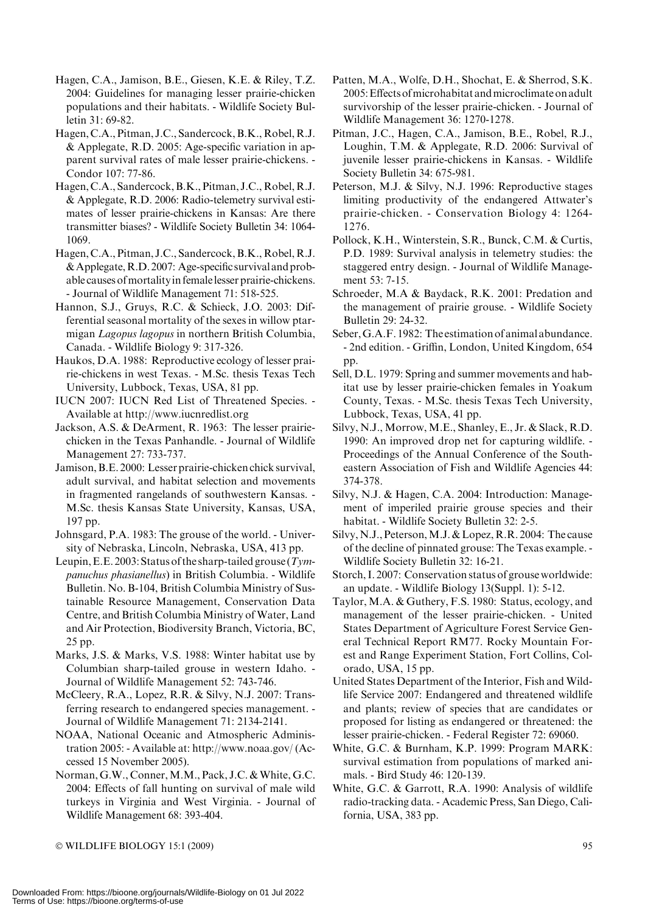Hagen, C.A., Jamison, B.E., Giesen, K.E. & Riley, T.Z. 2004: Guidelines for managing lesser prairie-chicken populations and their habitats. - Wildlife Society Bulletin 31: 69-82.

Hagen, C.A., Pitman, J.C., Sandercock, B.K., Robel, R.J. & Applegate, R.D. 2005: Age-specific variation in apparent survival rates of male lesser prairie-chickens. - Condor 107: 77-86.

Hagen, C.A., Sandercock, B.K., Pitman, J.C., Robel, R.J. & Applegate, R.D. 2006: Radio-telemetry survival estimates of lesser prairie-chickens in Kansas: Are there transmitter biases? - Wildlife Society Bulletin 34: 1064-1069.

Hagen, C.A., Pitman, J.C., Sandercock, B.K., Robel, R.J. & Applegate, R.D. 2007: Age-specific survival and probable causes of mortality in female lesser prairie-chickens. - Journal of Wildlife Management 71: 518-525.

Hannon, S.J., Gruys, R.C. & Schieck, J.O. 2003: Differential seasonal mortality of the sexes in willow ptarmigan *Lagopus lagopus* in northern British Columbia, Canada. - Wildlife Biology 9: 317-326.

Haukos, D.A. 1988: Reproductive ecology of lesser prairie-chickens in west Texas. - M.Sc. thesis Texas Tech University, Lubbock, Texas, USA, 81 pp.

IUCN 2007: IUCN Red List of Threatened Species. - Available at http://www.iucnredlist.org

Jackson, A.S. & DeArment, R. 1963: The lesser prairie-chicken in the Texas Panhandle. - Journal of Wildlife Management 27: 733-737.

Jamison, B.E. 2000: Lesser prairie-chicken chick survival, adult survival, and habitat selection and movements in fragmented rangelands of southwestern Kansas. - M.Sc. thesis Kansas State University, Kansas, USA, 197 pp.

Johnsgard, P.A. 1983: The grouse of the world. - University of Nebraska, Lincoln, Nebraska, USA, 413 pp.

Leupin, E.E. 2003: Status of the sharp-tailed grouse (*Tympanuchus phasianellus*) in British Columbia. - Wildlife Bulletin. No. B-104, British Columbia Ministry of Sustainable Resource Management, Conservation Data Centre, and British Columbia Ministry of Water, Land and Air Protection, Biodiversity Branch, Victoria, BC, 25 pp.

Marks, J.S. & Marks, V.S. 1988: Winter habitat use by Columbian sharp-tailed grouse in western Idaho. - Journal of Wildlife Management 52: 743-746.

McCleery, R.A., Lopez, R.R. & Silvy, N.J. 2007: Transferring research to endangered species management. - Journal of Wildlife Management 71: 2134-2141.

NOAA, National Oceanic and Atmospheric Administration 2005: - Available at: http://www.noaa.gov/ (Accessed 15 November 2005).

Norman, G.W., Conner, M.M., Pack, J.C. & White, G.C. 2004: Effects of fall hunting on survival of male wild turkeys in Virginia and West Virginia. - Journal of Wildlife Management 68: 393-404.

Patten, M.A., Wolfe, D.H., Shochat, E. & Sherrod, S.K. 2005: Effects of microhabitat and microclimate on adult survivorship of the lesser prairie-chicken. - Journal of Wildlife Management 36: 1270-1278.

Pitman, J.C., Hagen, C.A., Jamison, B.E., Robel, R.J., Loughin, T.M. & Applegate, R.D. 2006: Survival of juvenile lesser prairie-chickens in Kansas. - Wildlife Society Bulletin 34: 675-981.

Peterson, M.J. & Silvy, N.J. 1996: Reproductive stages limiting productivity of the endangered Attwater's prairie-chicken. - Conservation Biology 4: 1264-1276.

Pollock, K.H., Winterstein, S.R., Bunck, C.M. & Curtis, P.D. 1989: Survival analysis in telemetry studies: the staggered entry design. - Journal of Wildlife Management 53: 7-15.

Schroeder, M.A & Baydack, R.K. 2001: Predation and the management of prairie grouse. - Wildlife Society Bulletin 29: 24-32.

Seber, G.A.F. 1982: The estimation of animal abundance. - 2nd edition. - Griffin, London, United Kingdom, 654 pp.

Sell, D.L. 1979: Spring and summer movements and habitat use by lesser prairie-chicken females in Yoakum County, Texas. - M.Sc. thesis Texas Tech University, Lubbock, Texas, USA, 41 pp.

Silvy, N.J., Morrow, M.E., Shanley, E., Jr. & Slack, R.D. 1990: An improved drop net for capturing wildlife. - Proceedings of the Annual Conference of the Southeastern Association of Fish and Wildlife Agencies 44: 374-378.

Silvy, N.J. & Hagen, C.A. 2004: Introduction: Management of imperiled prairie grouse species and their habitat. - Wildlife Society Bulletin 32: 2-5.

Silvy, N.J., Peterson, M.J. & Lopez, R.R. 2004: The cause of the decline of pinnated grouse: The Texas example. - Wildlife Society Bulletin 32: 16-21.

Storch, I. 2007: Conservation status of grouse worldwide: an update. - Wildlife Biology 13(Suppl. 1): 5-12.

Taylor, M.A. & Guthery, F.S. 1980: Status, ecology, and management of the lesser prairie-chicken. - United States Department of Agriculture Forest Service General Technical Report RM77. Rocky Mountain Forest and Range Experiment Station, Fort Collins, Colorado, USA, 15 pp.

United States Department of the Interior, Fish and Wildlife Service 2007: Endangered and threatened wildlife and plants; review of species that are candidates or proposed for listing as endangered or threatened: the lesser prairie-chicken. - Federal Register 72: 69060.

White, G.C. & Burnham, K.P. 1999: Program MARK: survival estimation from populations of marked animals. - Bird Study 46: 120-139.

White, G.C. & Garrott, R.A. 1990: Analysis of wildlife radio-tracking data. - Academic Press, San Diego, California, USA, 383 pp.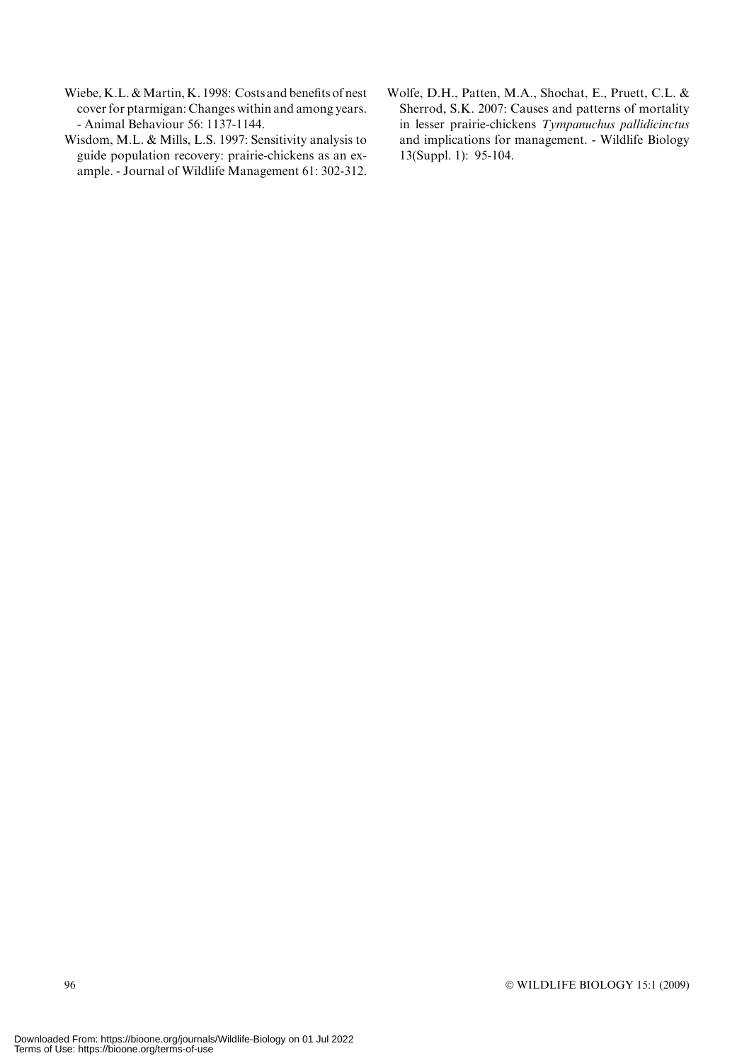Wiebe, K.L. & Martin, K. 1998: Costs and benefits of nest cover for ptarmigan: Changes within and among years. - Animal Behaviour 56: 1137-1144.

Wisdom, M.L. & Mills, L.S. 1997: Sensitivity analysis to guide population recovery: prairie-chickens as an example. - Journal of Wildlife Management 61: 302-312.

Wolfe, D.H., Patten, M.A., Shochat, E., Pruett, C.L. & Sherrod, S.K. 2007: Causes and patterns of mortality in lesser prairie-chickens *Tympanuchus pallidicinctus* and implications for management. - Wildlife Biology 13(Suppl. 1): 95-104.